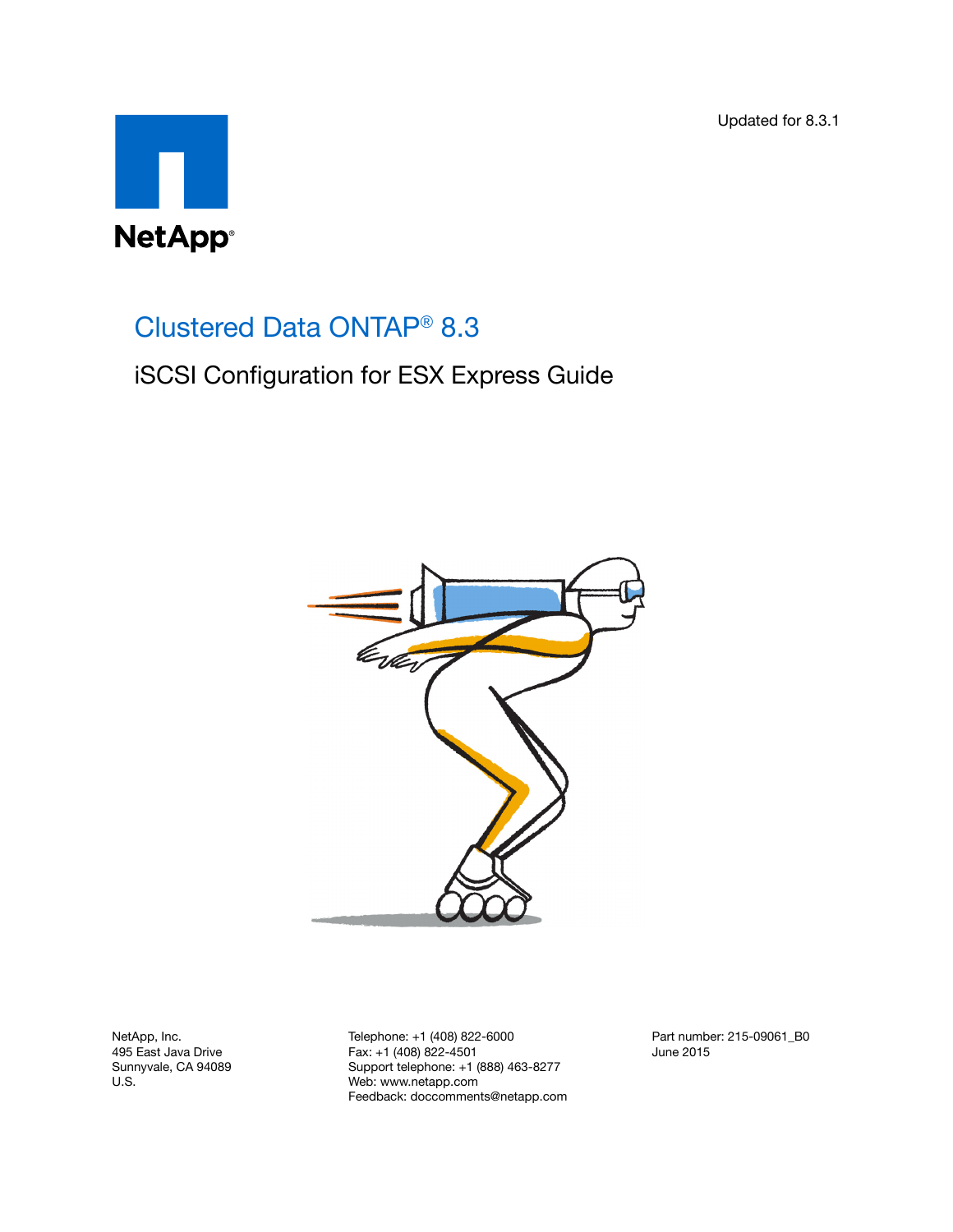Updated for 8.3.1

NetApp®

# Clustered Data ONTAP® 8.3

## iSCSI Configuration for ESX Express Guide

NetApp, Inc.
495 East Java Drive
Sunnyvale, CA 94089
U.S.

Telephone: +1 (408) 822-6000
Fax: +1 (408) 822-4501
Support telephone: +1 (888) 463-8277
Web: www.netapp.com
Feedback: doccomments@netapp.com

Part number: 215-09061_B0
June 2015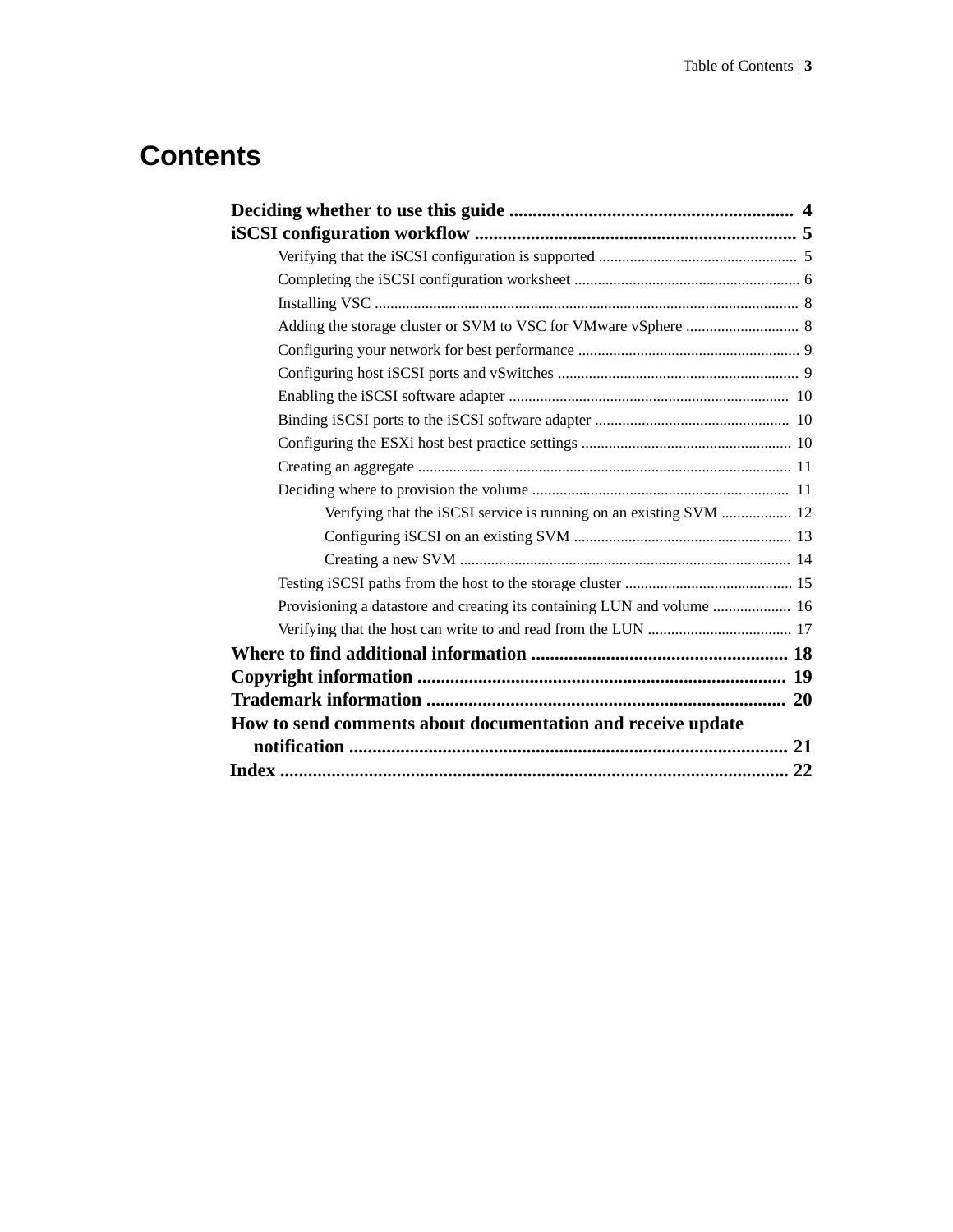# Contents

**Deciding whether to use this guide** ............................................................ **4**

**iSCSI configuration workflow** .................................................................... **5**

- Verifying that the iSCSI configuration is supported .................................................. 5
- Completing the iSCSI configuration worksheet ......................................................... 6
- Installing VSC ........................................................................................................... 8
- Adding the storage cluster or SVM to VSC for VMware vSphere ............................ 8
- Configuring your network for best performance ........................................................ 9
- Configuring host iSCSI ports and vSwitches ............................................................. 9
- Enabling the iSCSI software adapter ....................................................................... 10
- Binding iSCSI ports to the iSCSI software adapter ................................................. 10
- Configuring the ESXi host best practice settings ..................................................... 10
- Creating an aggregate .............................................................................................. 11
- Deciding where to provision the volume ................................................................. 11
    - Verifying that the iSCSI service is running on an existing SVM .................. 12
    - Configuring iSCSI on an existing SVM ........................................................ 13
    - Creating a new SVM .................................................................................... 14
- Testing iSCSI paths from the host to the storage cluster ........................................... 15
- Provisioning a datastore and creating its containing LUN and volume .................... 16
- Verifying that the host can write to and read from the LUN ..................................... 17

**Where to find additional information** ...................................................... **18**

**Copyright information** .............................................................................. **19**

**Trademark information** ............................................................................ **20**

**How to send comments about documentation and receive update notification** ............................................................................................ **21**

**Index** ........................................................................................................... **22**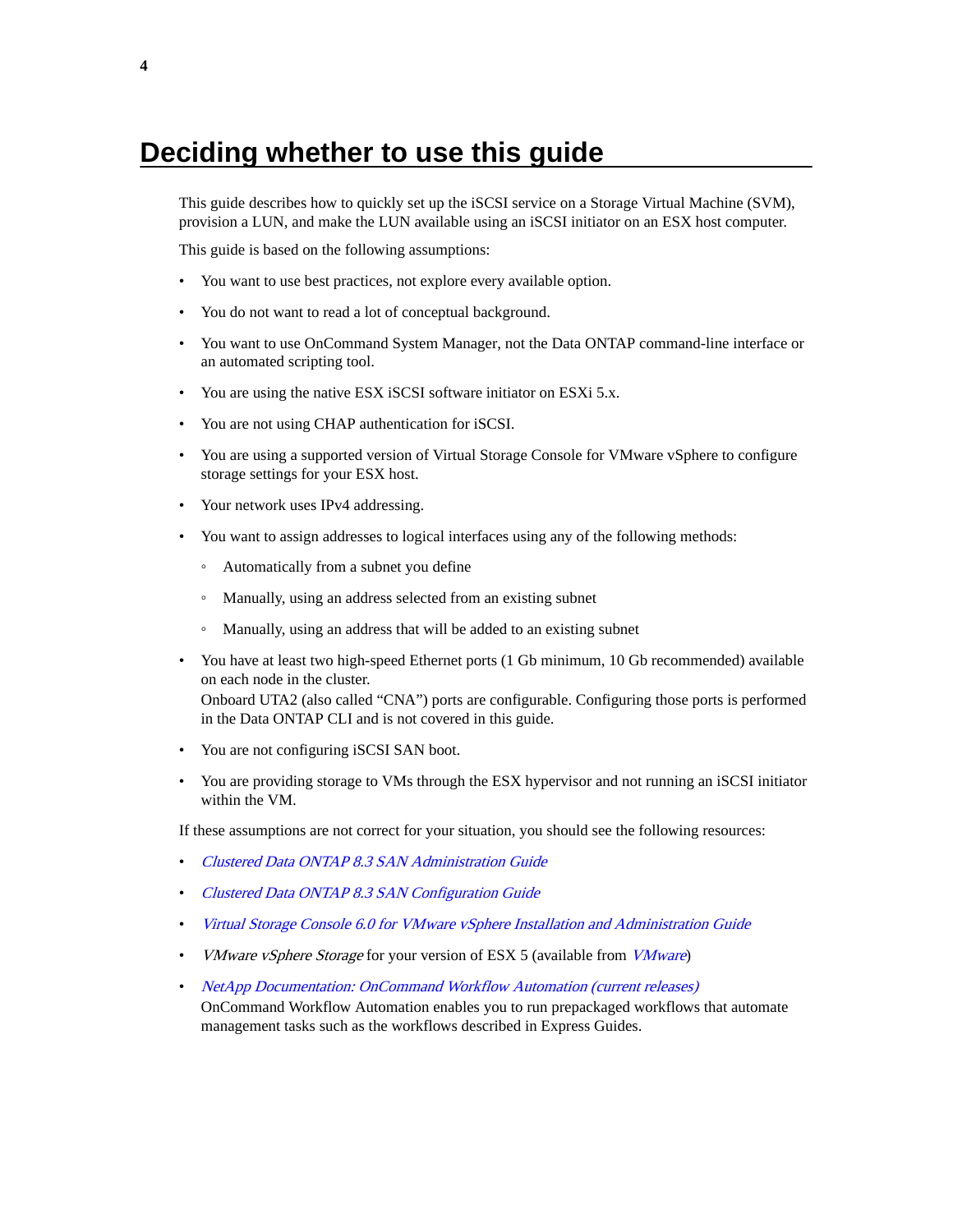# Deciding whether to use this guide

This guide describes how to quickly set up the iSCSI service on a Storage Virtual Machine (SVM), provision a LUN, and make the LUN available using an iSCSI initiator on an ESX host computer.

This guide is based on the following assumptions:

- You want to use best practices, not explore every available option.
- You do not want to read a lot of conceptual background.
- You want to use OnCommand System Manager, not the Data ONTAP command-line interface or an automated scripting tool.
- You are using the native ESX iSCSI software initiator on ESXi 5.x.
- You are not using CHAP authentication for iSCSI.
- You are using a supported version of Virtual Storage Console for VMware vSphere to configure storage settings for your ESX host.
- Your network uses IPv4 addressing.
- You want to assign addresses to logical interfaces using any of the following methods:
    - Automatically from a subnet you define
    - Manually, using an address selected from an existing subnet
    - Manually, using an address that will be added to an existing subnet
- You have at least two high-speed Ethernet ports (1 Gb minimum, 10 Gb recommended) available on each node in the cluster.
  Onboard UTA2 (also called "CNA") ports are configurable. Configuring those ports is performed in the Data ONTAP CLI and is not covered in this guide.
- You are not configuring iSCSI SAN boot.
- You are providing storage to VMs through the ESX hypervisor and not running an iSCSI initiator within the VM.

If these assumptions are not correct for your situation, you should see the following resources:

- *Clustered Data ONTAP 8.3 SAN Administration Guide*
- *Clustered Data ONTAP 8.3 SAN Configuration Guide*
- *Virtual Storage Console 6.0 for VMware vSphere Installation and Administration Guide*
- *VMware vSphere Storage* for your version of ESX 5 (available from *VMware*)
- *NetApp Documentation: OnCommand Workflow Automation (current releases)*
  OnCommand Workflow Automation enables you to run prepackaged workflows that automate management tasks such as the workflows described in Express Guides.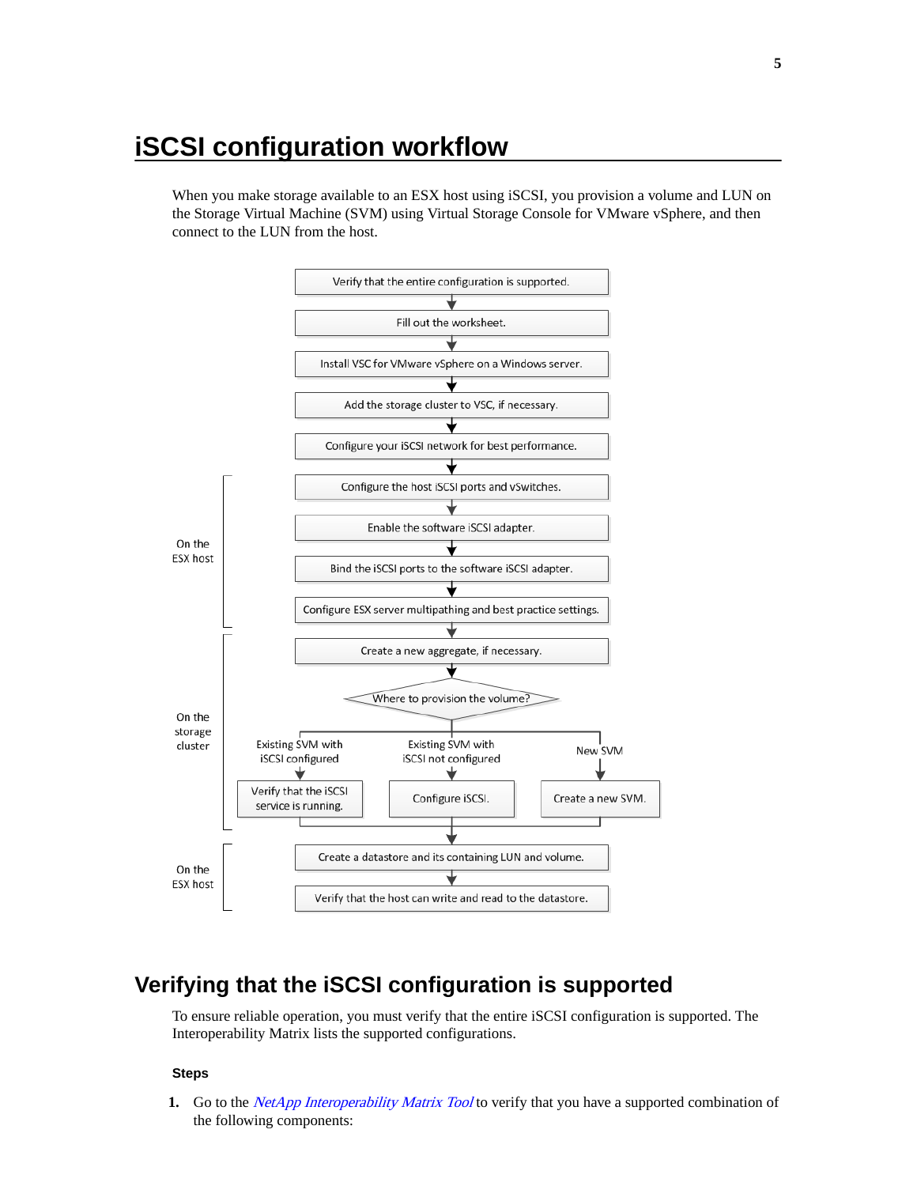# iSCSI configuration workflow

When you make storage available to an ESX host using iSCSI, you provision a volume and LUN on the Storage Virtual Machine (SVM) using Virtual Storage Console for VMware vSphere, and then connect to the LUN from the host.

Verify that the entire configuration is supported.

Fill out the worksheet.

Install VSC for VMware vSphere on a Windows server.

Add the storage cluster to VSC, if necessary.

Configure your iSCSI network for best performance.

On the ESX host

Configure the host iSCSI ports and vSwitches.

Enable the software iSCSI adapter.

Bind the iSCSI ports to the software iSCSI adapter.

Configure ESX server multipathing and best practice settings.

On the storage cluster

Create a new aggregate, if necessary.

Where to provision the volume?

Existing SVM with iSCSI configured

Verify that the iSCSI service is running.

Existing SVM with iSCSI not configured

Configure iSCSI.

New SVM

Create a new SVM.

On the ESX host

Create a datastore and its containing LUN and volume.

Verify that the host can write and read to the datastore.

## Verifying that the iSCSI configuration is supported

To ensure reliable operation, you must verify that the entire iSCSI configuration is supported. The Interoperability Matrix lists the supported configurations.

#### Steps

1. Go to the *NetApp Interoperability Matrix Tool* to verify that you have a supported combination of the following components: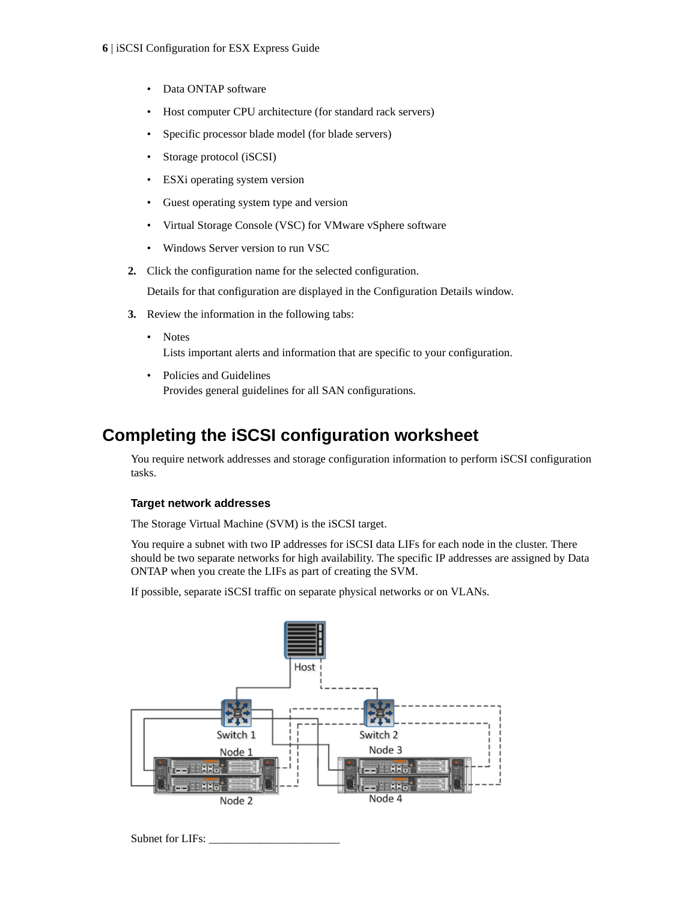- Data ONTAP software
- Host computer CPU architecture (for standard rack servers)
- Specific processor blade model (for blade servers)
- Storage protocol (iSCSI)
- ESXi operating system version
- Guest operating system type and version
- Virtual Storage Console (VSC) for VMware vSphere software
- Windows Server version to run VSC

2. Click the configuration name for the selected configuration.

   Details for that configuration are displayed in the Configuration Details window.

3. Review the information in the following tabs:

   - Notes
     Lists important alerts and information that are specific to your configuration.
   - Policies and Guidelines
     Provides general guidelines for all SAN configurations.

## Completing the iSCSI configuration worksheet

You require network addresses and storage configuration information to perform iSCSI configuration tasks.

### Target network addresses

The Storage Virtual Machine (SVM) is the iSCSI target.

You require a subnet with two IP addresses for iSCSI data LIFs for each node in the cluster. There should be two separate networks for high availability. The specific IP addresses are assigned by Data ONTAP when you create the LIFs as part of creating the SVM.

If possible, separate iSCSI traffic on separate physical networks or on VLANs.

Host

Switch 1 Switch 2

Node 1 Node 3

Node 2 Node 4

Subnet for LIFs: ________________________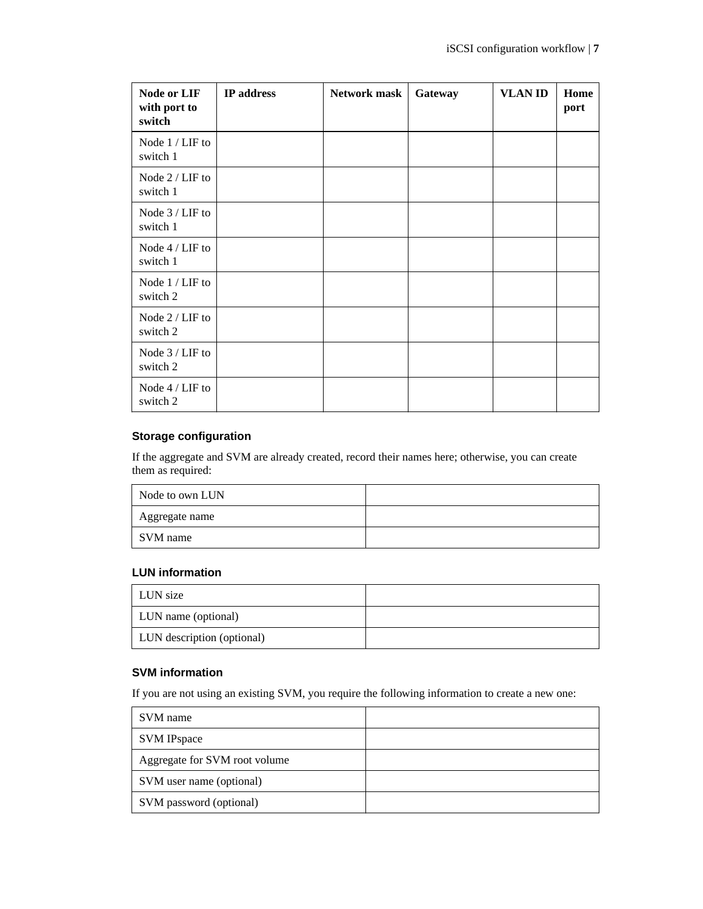| Node or LIF with port to switch | IP address | Network mask | Gateway | VLAN ID | Home port |
|---|---|---|---|---|---|
| Node 1 / LIF to switch 1 | | | | | |
| Node 2 / LIF to switch 1 | | | | | |
| Node 3 / LIF to switch 1 | | | | | |
| Node 4 / LIF to switch 1 | | | | | |
| Node 1 / LIF to switch 2 | | | | | |
| Node 2 / LIF to switch 2 | | | | | |
| Node 3 / LIF to switch 2 | | | | | |
| Node 4 / LIF to switch 2 | | | | | |

### Storage configuration

If the aggregate and SVM are already created, record their names here; otherwise, you can create them as required:

| | |
|---|---|
| Node to own LUN | |
| Aggregate name | |
| SVM name | |

### LUN information

| | |
|---|---|
| LUN size | |
| LUN name (optional) | |
| LUN description (optional) | |

### SVM information

If you are not using an existing SVM, you require the following information to create a new one:

| | |
|---|---|
| SVM name | |
| SVM IPspace | |
| Aggregate for SVM root volume | |
| SVM user name (optional) | |
| SVM password (optional) | |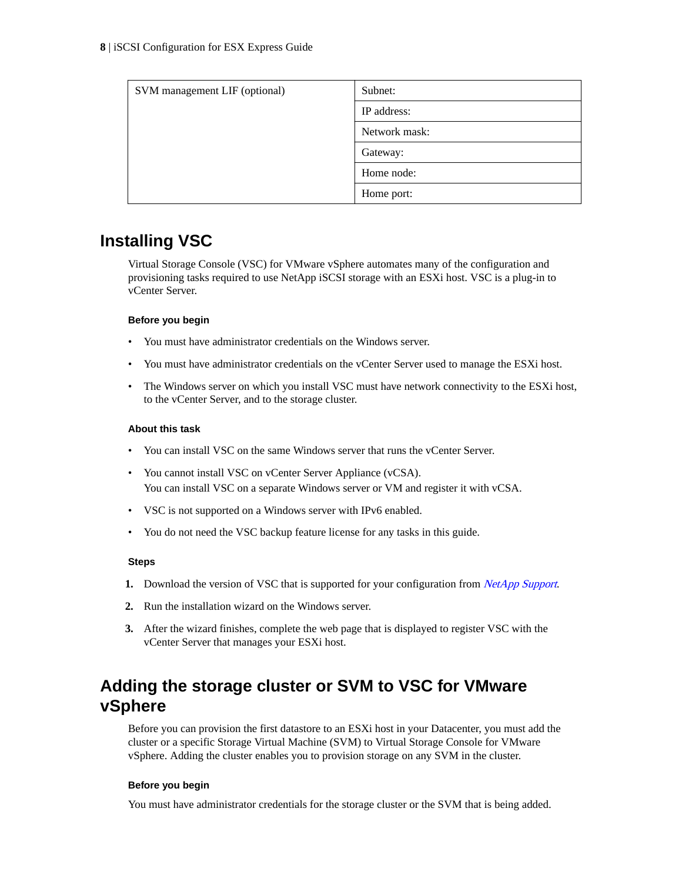| SVM management LIF (optional) | Subnet: |
| --- | --- |
| | IP address: |
| | Network mask: |
| | Gateway: |
| | Home node: |
| | Home port: |

## Installing VSC

Virtual Storage Console (VSC) for VMware vSphere automates many of the configuration and provisioning tasks required to use NetApp iSCSI storage with an ESXi host. VSC is a plug-in to vCenter Server.

#### Before you begin

- You must have administrator credentials on the Windows server.
- You must have administrator credentials on the vCenter Server used to manage the ESXi host.
- The Windows server on which you install VSC must have network connectivity to the ESXi host, to the vCenter Server, and to the storage cluster.

#### About this task

- You can install VSC on the same Windows server that runs the vCenter Server.
- You cannot install VSC on vCenter Server Appliance (vCSA).
  You can install VSC on a separate Windows server or VM and register it with vCSA.
- VSC is not supported on a Windows server with IPv6 enabled.
- You do not need the VSC backup feature license for any tasks in this guide.

#### Steps

1. Download the version of VSC that is supported for your configuration from *NetApp Support*.
2. Run the installation wizard on the Windows server.
3. After the wizard finishes, complete the web page that is displayed to register VSC with the vCenter Server that manages your ESXi host.

## Adding the storage cluster or SVM to VSC for VMware vSphere

Before you can provision the first datastore to an ESXi host in your Datacenter, you must add the cluster or a specific Storage Virtual Machine (SVM) to Virtual Storage Console for VMware vSphere. Adding the cluster enables you to provision storage on any SVM in the cluster.

#### Before you begin

You must have administrator credentials for the storage cluster or the SVM that is being added.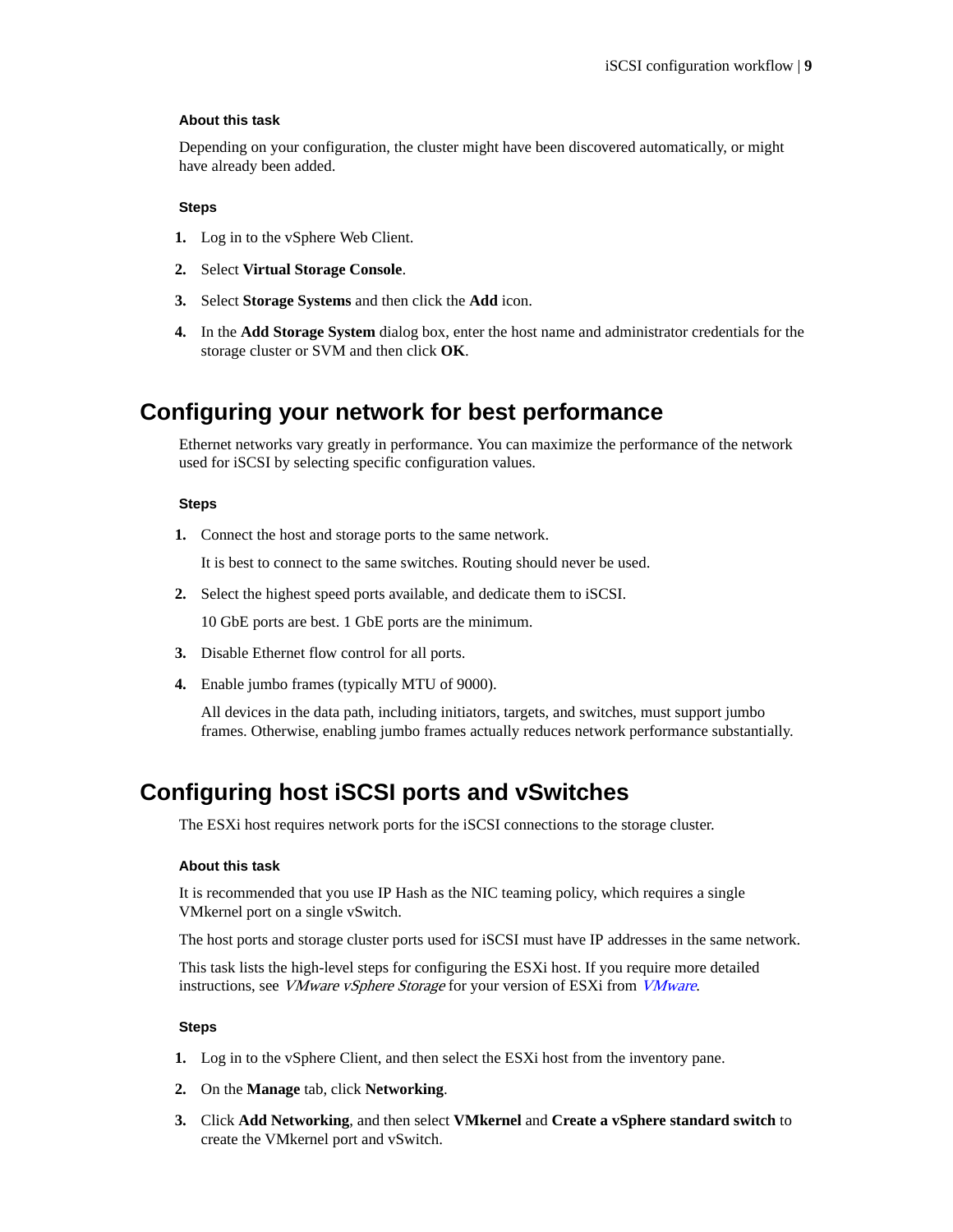#### About this task

Depending on your configuration, the cluster might have been discovered automatically, or might have already been added.

#### Steps

1. Log in to the vSphere Web Client.
2. Select **Virtual Storage Console**.
3. Select **Storage Systems** and then click the **Add** icon.
4. In the **Add Storage System** dialog box, enter the host name and administrator credentials for the storage cluster or SVM and then click **OK**.

## Configuring your network for best performance

Ethernet networks vary greatly in performance. You can maximize the performance of the network used for iSCSI by selecting specific configuration values.

#### Steps

1. Connect the host and storage ports to the same network.

   It is best to connect to the same switches. Routing should never be used.

2. Select the highest speed ports available, and dedicate them to iSCSI.

   10 GbE ports are best. 1 GbE ports are the minimum.

3. Disable Ethernet flow control for all ports.
4. Enable jumbo frames (typically MTU of 9000).

   All devices in the data path, including initiators, targets, and switches, must support jumbo frames. Otherwise, enabling jumbo frames actually reduces network performance substantially.

## Configuring host iSCSI ports and vSwitches

The ESXi host requires network ports for the iSCSI connections to the storage cluster.

#### About this task

It is recommended that you use IP Hash as the NIC teaming policy, which requires a single VMkernel port on a single vSwitch.

The host ports and storage cluster ports used for iSCSI must have IP addresses in the same network.

This task lists the high-level steps for configuring the ESXi host. If you require more detailed instructions, see *VMware vSphere Storage* for your version of ESXi from *VMware*.

#### Steps

1. Log in to the vSphere Client, and then select the ESXi host from the inventory pane.
2. On the **Manage** tab, click **Networking**.
3. Click **Add Networking**, and then select **VMkernel** and **Create a vSphere standard switch** to create the VMkernel port and vSwitch.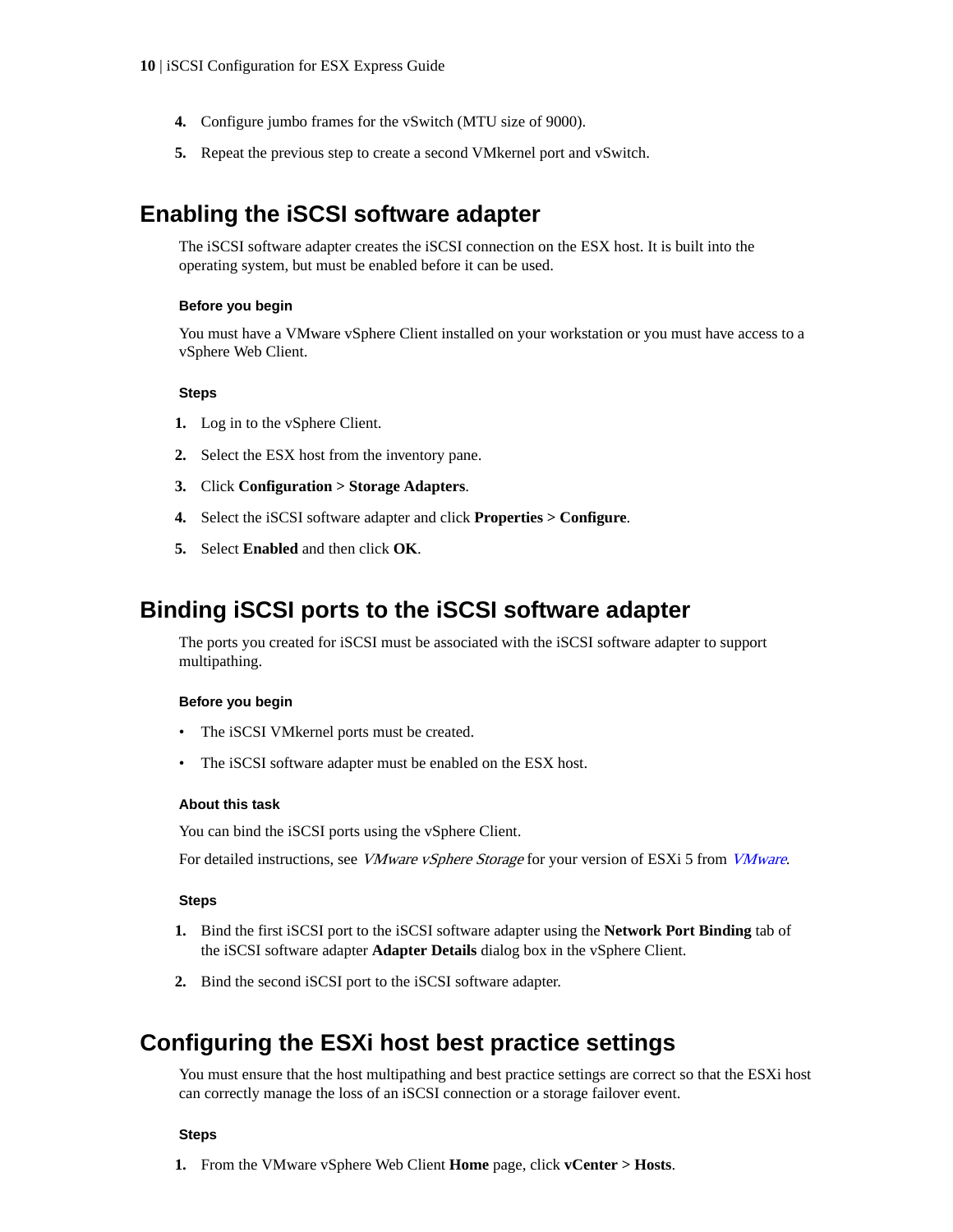4. Configure jumbo frames for the vSwitch (MTU size of 9000).
5. Repeat the previous step to create a second VMkernel port and vSwitch.

## Enabling the iSCSI software adapter

The iSCSI software adapter creates the iSCSI connection on the ESX host. It is built into the operating system, but must be enabled before it can be used.

#### Before you begin

You must have a VMware vSphere Client installed on your workstation or you must have access to a vSphere Web Client.

#### Steps

1. Log in to the vSphere Client.
2. Select the ESX host from the inventory pane.
3. Click **Configuration > Storage Adapters**.
4. Select the iSCSI software adapter and click **Properties > Configure**.
5. Select **Enabled** and then click **OK**.

## Binding iSCSI ports to the iSCSI software adapter

The ports you created for iSCSI must be associated with the iSCSI software adapter to support multipathing.

#### Before you begin

- The iSCSI VMkernel ports must be created.
- The iSCSI software adapter must be enabled on the ESX host.

#### About this task

You can bind the iSCSI ports using the vSphere Client.

For detailed instructions, see *VMware vSphere Storage* for your version of ESXi 5 from *VMware*.

#### Steps

1. Bind the first iSCSI port to the iSCSI software adapter using the **Network Port Binding** tab of the iSCSI software adapter **Adapter Details** dialog box in the vSphere Client.
2. Bind the second iSCSI port to the iSCSI software adapter.

## Configuring the ESXi host best practice settings

You must ensure that the host multipathing and best practice settings are correct so that the ESXi host can correctly manage the loss of an iSCSI connection or a storage failover event.

#### Steps

1. From the VMware vSphere Web Client **Home** page, click **vCenter > Hosts**.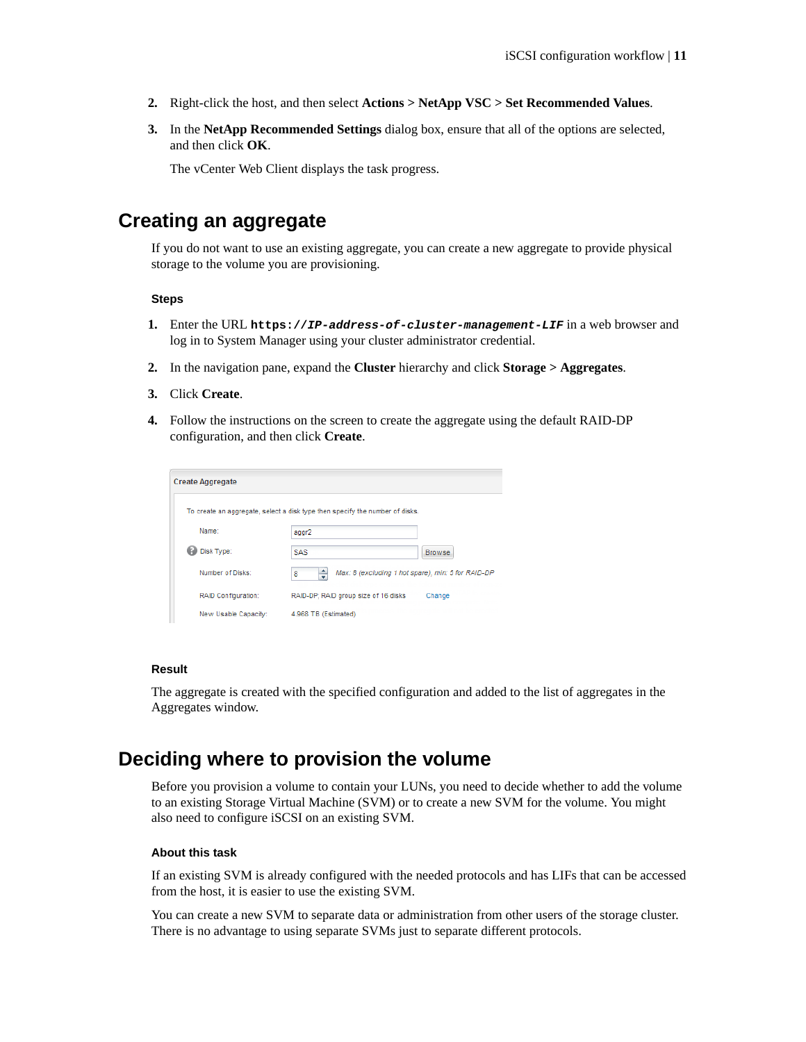2. Right-click the host, and then select **Actions** > **NetApp VSC** > **Set Recommended Values**.
3. In the **NetApp Recommended Settings** dialog box, ensure that all of the options are selected, and then click **OK**.

   The vCenter Web Client displays the task progress.

## Creating an aggregate

If you do not want to use an existing aggregate, you can create a new aggregate to provide physical storage to the volume you are provisioning.

### Steps

1. Enter the URL `https://IP-address-of-cluster-management-LIF` in a web browser and log in to System Manager using your cluster administrator credential.
2. In the navigation pane, expand the **Cluster** hierarchy and click **Storage** > **Aggregates**.
3. Click **Create**.
4. Follow the instructions on the screen to create the aggregate using the default RAID-DP configuration, and then click **Create**.

### Result

The aggregate is created with the specified configuration and added to the list of aggregates in the Aggregates window.

## Deciding where to provision the volume

Before you provision a volume to contain your LUNs, you need to decide whether to add the volume to an existing Storage Virtual Machine (SVM) or to create a new SVM for the volume. You might also need to configure iSCSI on an existing SVM.

### About this task

If an existing SVM is already configured with the needed protocols and has LIFs that can be accessed from the host, it is easier to use the existing SVM.

You can create a new SVM to separate data or administration from other users of the storage cluster. There is no advantage to using separate SVMs just to separate different protocols.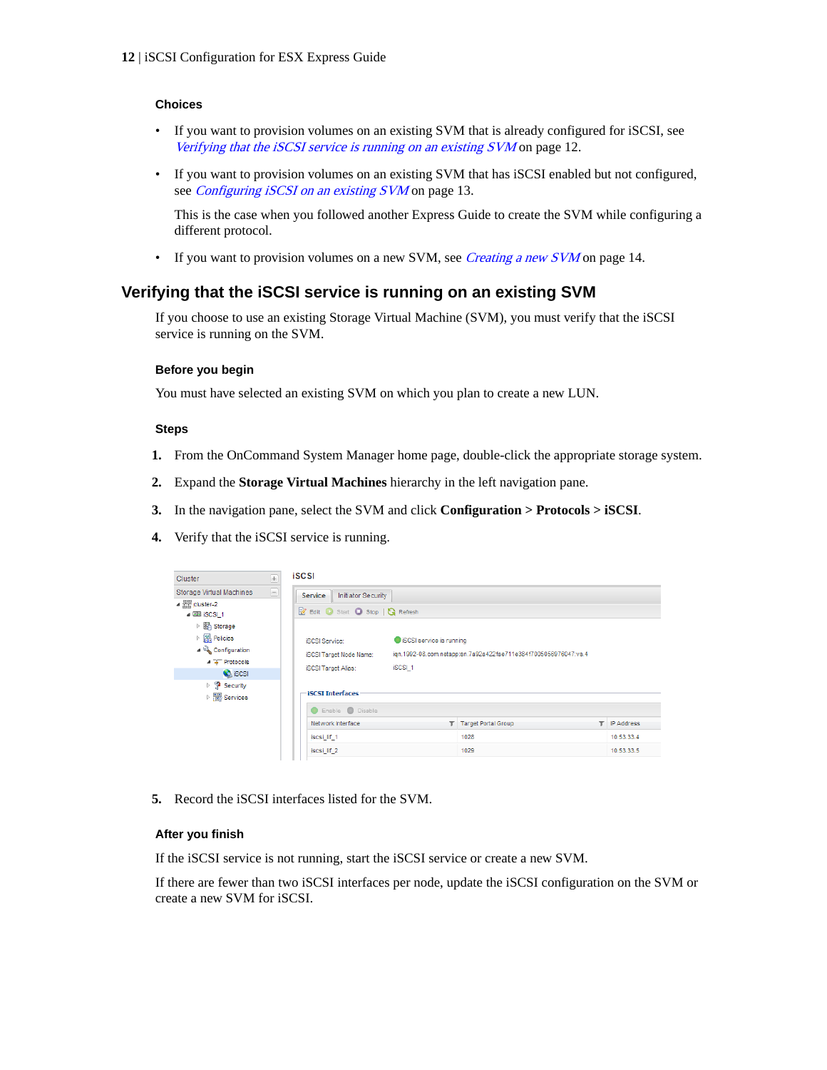#### Choices

- If you want to provision volumes on an existing SVM that is already configured for iSCSI, see *Verifying that the iSCSI service is running on an existing SVM* on page 12.
- If you want to provision volumes on an existing SVM that has iSCSI enabled but not configured, see *Configuring iSCSI on an existing SVM* on page 13.

  This is the case when you followed another Express Guide to create the SVM while configuring a different protocol.
- If you want to provision volumes on a new SVM, see *Creating a new SVM* on page 14.

## Verifying that the iSCSI service is running on an existing SVM

If you choose to use an existing Storage Virtual Machine (SVM), you must verify that the iSCSI service is running on the SVM.

#### Before you begin

You must have selected an existing SVM on which you plan to create a new LUN.

#### Steps

1. From the OnCommand System Manager home page, double-click the appropriate storage system.
2. Expand the **Storage Virtual Machines** hierarchy in the left navigation pane.
3. In the navigation pane, select the SVM and click **Configuration > Protocols > iSCSI**.
4. Verify that the iSCSI service is running.
5. Record the iSCSI interfaces listed for the SVM.

#### After you finish

If the iSCSI service is not running, start the iSCSI service or create a new SVM.

If there are fewer than two iSCSI interfaces per node, update the iSCSI configuration on the SVM or create a new SVM for iSCSI.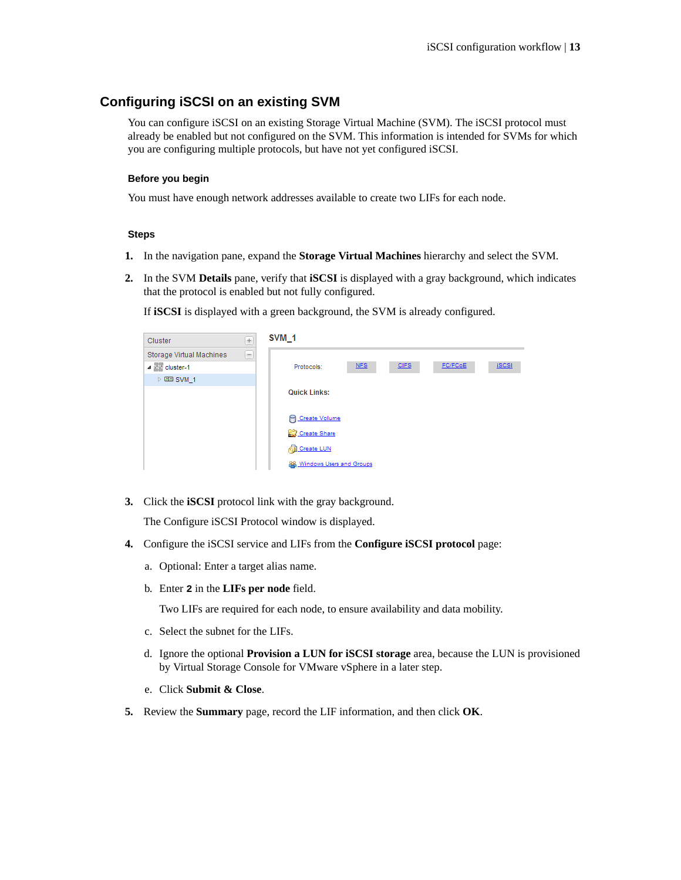## Configuring iSCSI on an existing SVM

You can configure iSCSI on an existing Storage Virtual Machine (SVM). The iSCSI protocol must already be enabled but not configured on the SVM. This information is intended for SVMs for which you are configuring multiple protocols, but have not yet configured iSCSI.

### Before you begin

You must have enough network addresses available to create two LIFs for each node.

### Steps

1. In the navigation pane, expand the **Storage Virtual Machines** hierarchy and select the SVM.

2. In the SVM **Details** pane, verify that **iSCSI** is displayed with a gray background, which indicates that the protocol is enabled but not fully configured.

   If **iSCSI** is displayed with a green background, the SVM is already configured.

3. Click the **iSCSI** protocol link with the gray background.

   The Configure iSCSI Protocol window is displayed.

4. Configure the iSCSI service and LIFs from the **Configure iSCSI protocol** page:

   a. Optional: Enter a target alias name.

   b. Enter **2** in the **LIFs per node** field.

      Two LIFs are required for each node, to ensure availability and data mobility.

   c. Select the subnet for the LIFs.

   d. Ignore the optional **Provision a LUN for iSCSI storage** area, because the LUN is provisioned by Virtual Storage Console for VMware vSphere in a later step.

   e. Click **Submit & Close**.

5. Review the **Summary** page, record the LIF information, and then click **OK**.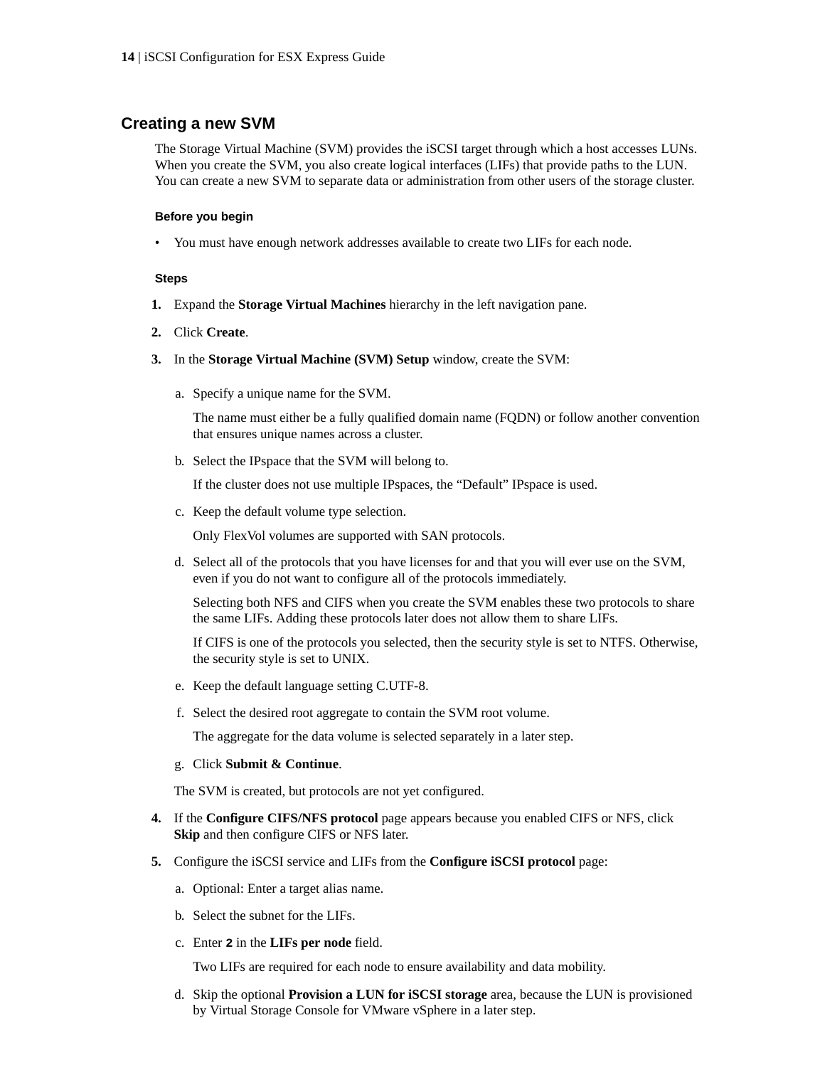## Creating a new SVM

The Storage Virtual Machine (SVM) provides the iSCSI target through which a host accesses LUNs. When you create the SVM, you also create logical interfaces (LIFs) that provide paths to the LUN. You can create a new SVM to separate data or administration from other users of the storage cluster.

#### Before you begin

- You must have enough network addresses available to create two LIFs for each node.

#### Steps

1. Expand the **Storage Virtual Machines** hierarchy in the left navigation pane.
2. Click **Create**.
3. In the **Storage Virtual Machine (SVM) Setup** window, create the SVM:

    a. Specify a unique name for the SVM.

       The name must either be a fully qualified domain name (FQDN) or follow another convention that ensures unique names across a cluster.

    b. Select the IPspace that the SVM will belong to.

       If the cluster does not use multiple IPspaces, the "Default" IPspace is used.

    c. Keep the default volume type selection.

       Only FlexVol volumes are supported with SAN protocols.

    d. Select all of the protocols that you have licenses for and that you will ever use on the SVM, even if you do not want to configure all of the protocols immediately.

       Selecting both NFS and CIFS when you create the SVM enables these two protocols to share the same LIFs. Adding these protocols later does not allow them to share LIFs.

       If CIFS is one of the protocols you selected, then the security style is set to NTFS. Otherwise, the security style is set to UNIX.

    e. Keep the default language setting C.UTF-8.

    f. Select the desired root aggregate to contain the SVM root volume.

       The aggregate for the data volume is selected separately in a later step.

    g. Click **Submit & Continue**.

    The SVM is created, but protocols are not yet configured.

4. If the **Configure CIFS/NFS protocol** page appears because you enabled CIFS or NFS, click **Skip** and then configure CIFS or NFS later.
5. Configure the iSCSI service and LIFs from the **Configure iSCSI protocol** page:

    a. Optional: Enter a target alias name.

    b. Select the subnet for the LIFs.

    c. Enter **2** in the **LIFs per node** field.

       Two LIFs are required for each node to ensure availability and data mobility.

    d. Skip the optional **Provision a LUN for iSCSI storage** area, because the LUN is provisioned by Virtual Storage Console for VMware vSphere in a later step.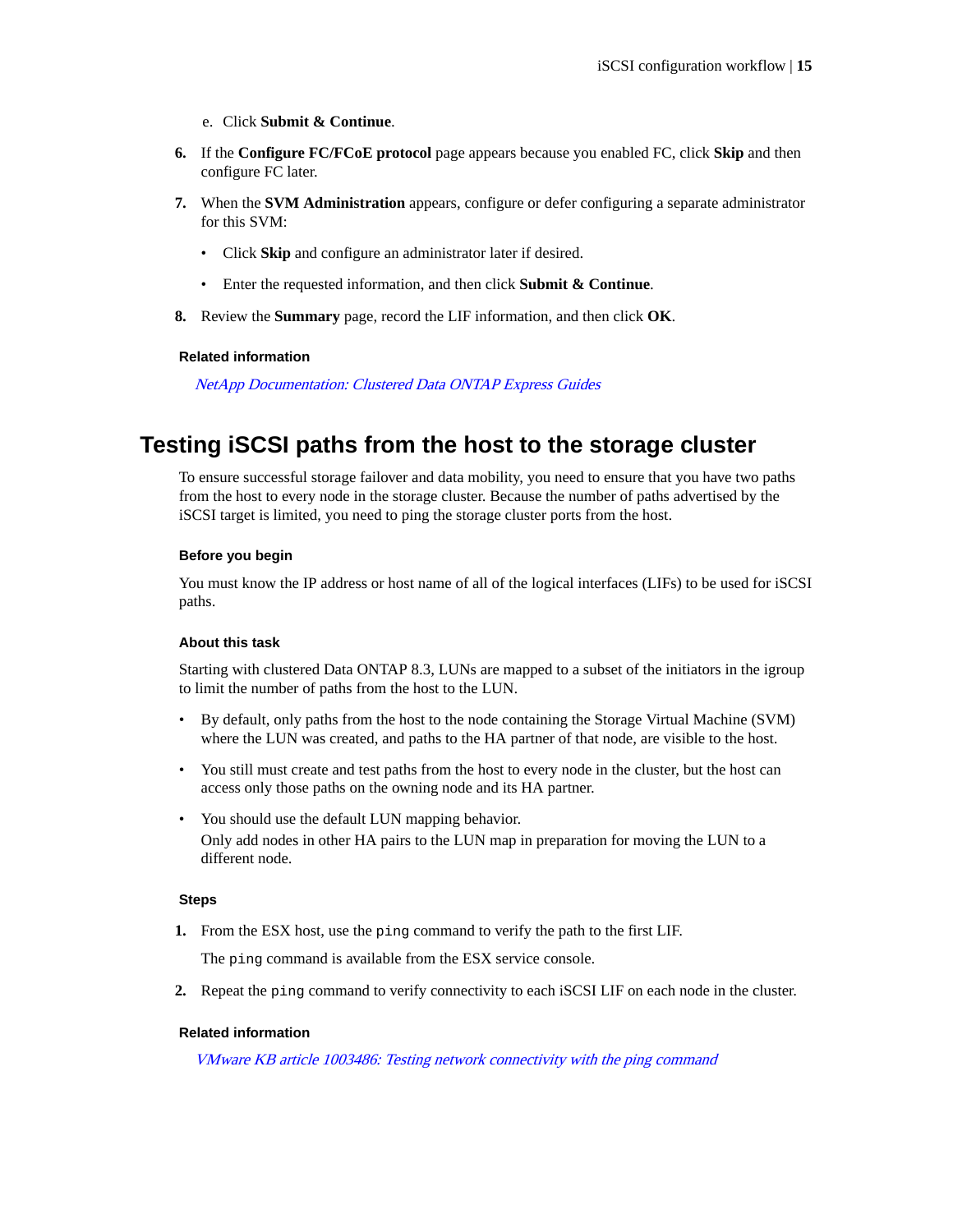e. Click **Submit & Continue**.

6. If the **Configure FC/FCoE protocol** page appears because you enabled FC, click **Skip** and then configure FC later.

7. When the **SVM Administration** appears, configure or defer configuring a separate administrator for this SVM:

   - Click **Skip** and configure an administrator later if desired.
   - Enter the requested information, and then click **Submit & Continue**.

8. Review the **Summary** page, record the LIF information, and then click **OK**.

#### Related information

*NetApp Documentation: Clustered Data ONTAP Express Guides*

## Testing iSCSI paths from the host to the storage cluster

To ensure successful storage failover and data mobility, you need to ensure that you have two paths from the host to every node in the storage cluster. Because the number of paths advertised by the iSCSI target is limited, you need to ping the storage cluster ports from the host.

#### Before you begin

You must know the IP address or host name of all of the logical interfaces (LIFs) to be used for iSCSI paths.

#### About this task

Starting with clustered Data ONTAP 8.3, LUNs are mapped to a subset of the initiators in the igroup to limit the number of paths from the host to the LUN.

- By default, only paths from the host to the node containing the Storage Virtual Machine (SVM) where the LUN was created, and paths to the HA partner of that node, are visible to the host.
- You still must create and test paths from the host to every node in the cluster, but the host can access only those paths on the owning node and its HA partner.
- You should use the default LUN mapping behavior.
  Only add nodes in other HA pairs to the LUN map in preparation for moving the LUN to a different node.

#### Steps

1. From the ESX host, use the `ping` command to verify the path to the first LIF.

   The `ping` command is available from the ESX service console.

2. Repeat the `ping` command to verify connectivity to each iSCSI LIF on each node in the cluster.

#### Related information

*VMware KB article 1003486: Testing network connectivity with the ping command*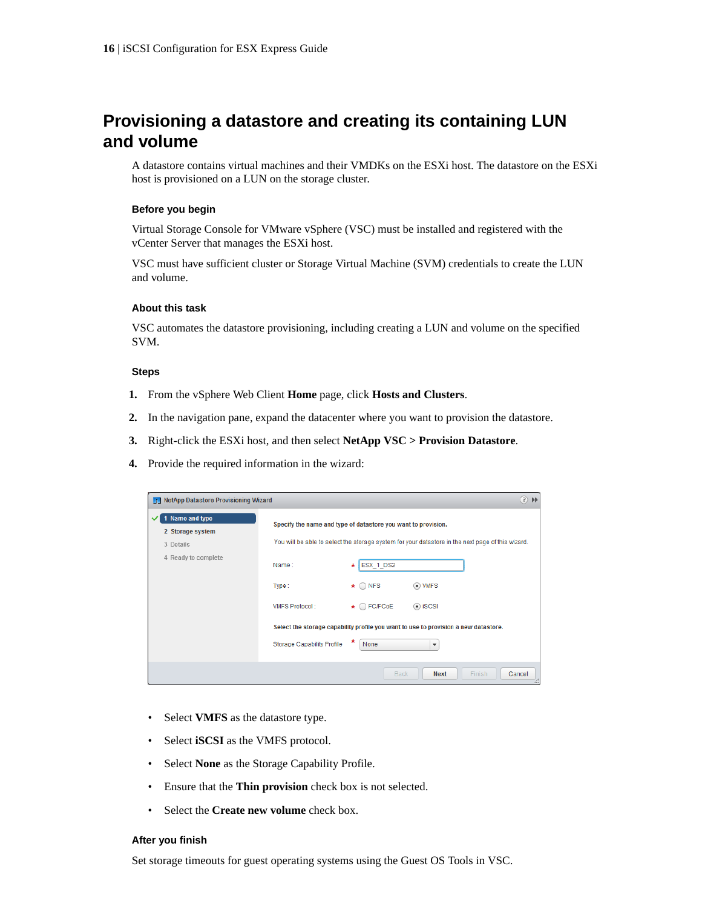# Provisioning a datastore and creating its containing LUN and volume

A datastore contains virtual machines and their VMDKs on the ESXi host. The datastore on the ESXi host is provisioned on a LUN on the storage cluster.

### Before you begin

Virtual Storage Console for VMware vSphere (VSC) must be installed and registered with the vCenter Server that manages the ESXi host.

VSC must have sufficient cluster or Storage Virtual Machine (SVM) credentials to create the LUN and volume.

### About this task

VSC automates the datastore provisioning, including creating a LUN and volume on the specified SVM.

### Steps

1. From the vSphere Web Client **Home** page, click **Hosts and Clusters**.
2. In the navigation pane, expand the datacenter where you want to provision the datastore.
3. Right-click the ESXi host, and then select **NetApp VSC** > **Provision Datastore**.
4. Provide the required information in the wizard:

   - Select **VMFS** as the datastore type.
   - Select **iSCSI** as the VMFS protocol.
   - Select **None** as the Storage Capability Profile.
   - Ensure that the **Thin provision** check box is not selected.
   - Select the **Create new volume** check box.

### After you finish

Set storage timeouts for guest operating systems using the Guest OS Tools in VSC.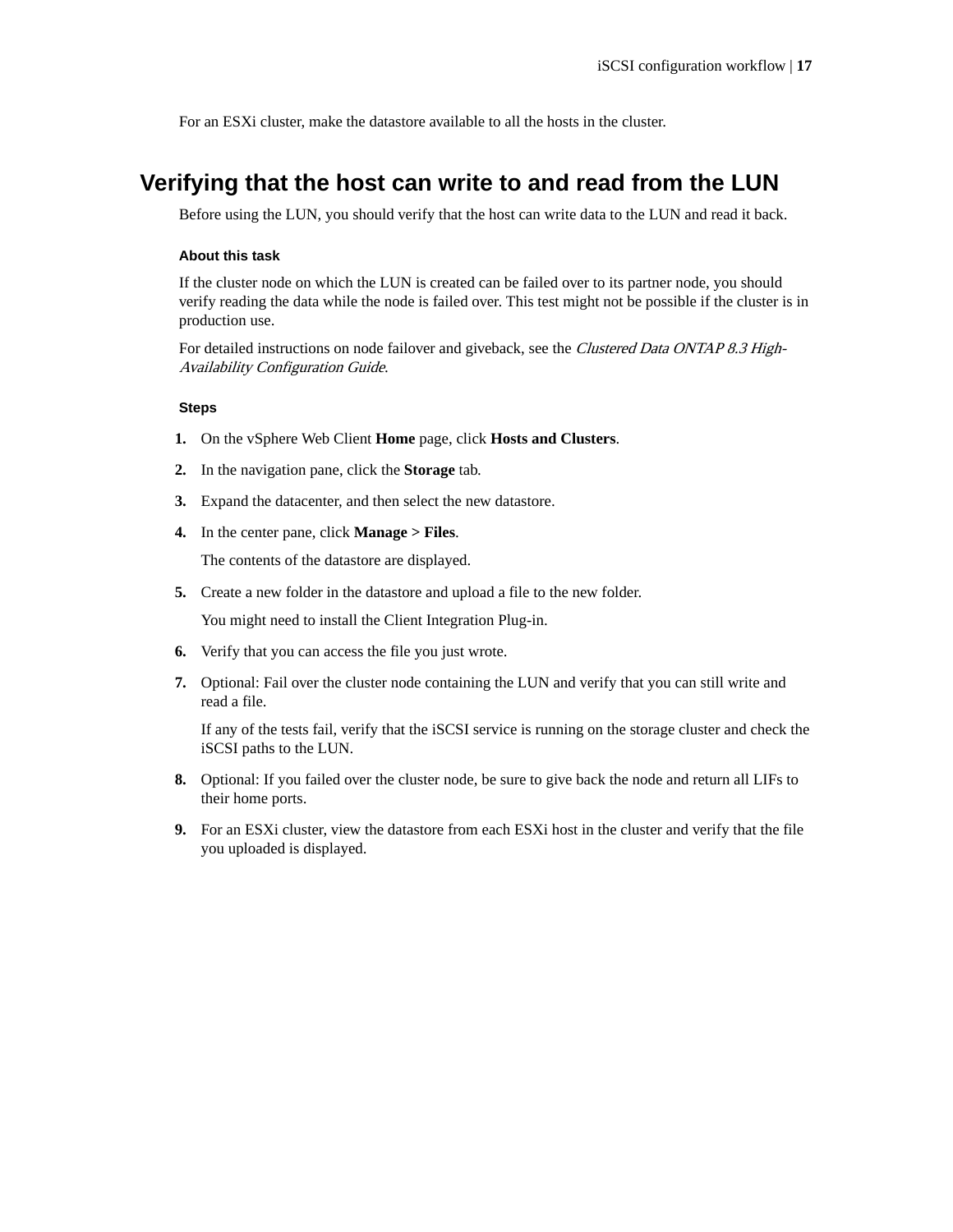For an ESXi cluster, make the datastore available to all the hosts in the cluster.

## Verifying that the host can write to and read from the LUN

Before using the LUN, you should verify that the host can write data to the LUN and read it back.

#### About this task

If the cluster node on which the LUN is created can be failed over to its partner node, you should verify reading the data while the node is failed over. This test might not be possible if the cluster is in production use.

For detailed instructions on node failover and giveback, see the *Clustered Data ONTAP 8.3 High-Availability Configuration Guide*.

#### Steps

1. On the vSphere Web Client **Home** page, click **Hosts and Clusters**.
2. In the navigation pane, click the **Storage** tab.
3. Expand the datacenter, and then select the new datastore.
4. In the center pane, click **Manage > Files**.

   The contents of the datastore are displayed.
5. Create a new folder in the datastore and upload a file to the new folder.

   You might need to install the Client Integration Plug-in.
6. Verify that you can access the file you just wrote.
7. Optional: Fail over the cluster node containing the LUN and verify that you can still write and read a file.

   If any of the tests fail, verify that the iSCSI service is running on the storage cluster and check the iSCSI paths to the LUN.
8. Optional: If you failed over the cluster node, be sure to give back the node and return all LIFs to their home ports.
9. For an ESXi cluster, view the datastore from each ESXi host in the cluster and verify that the file you uploaded is displayed.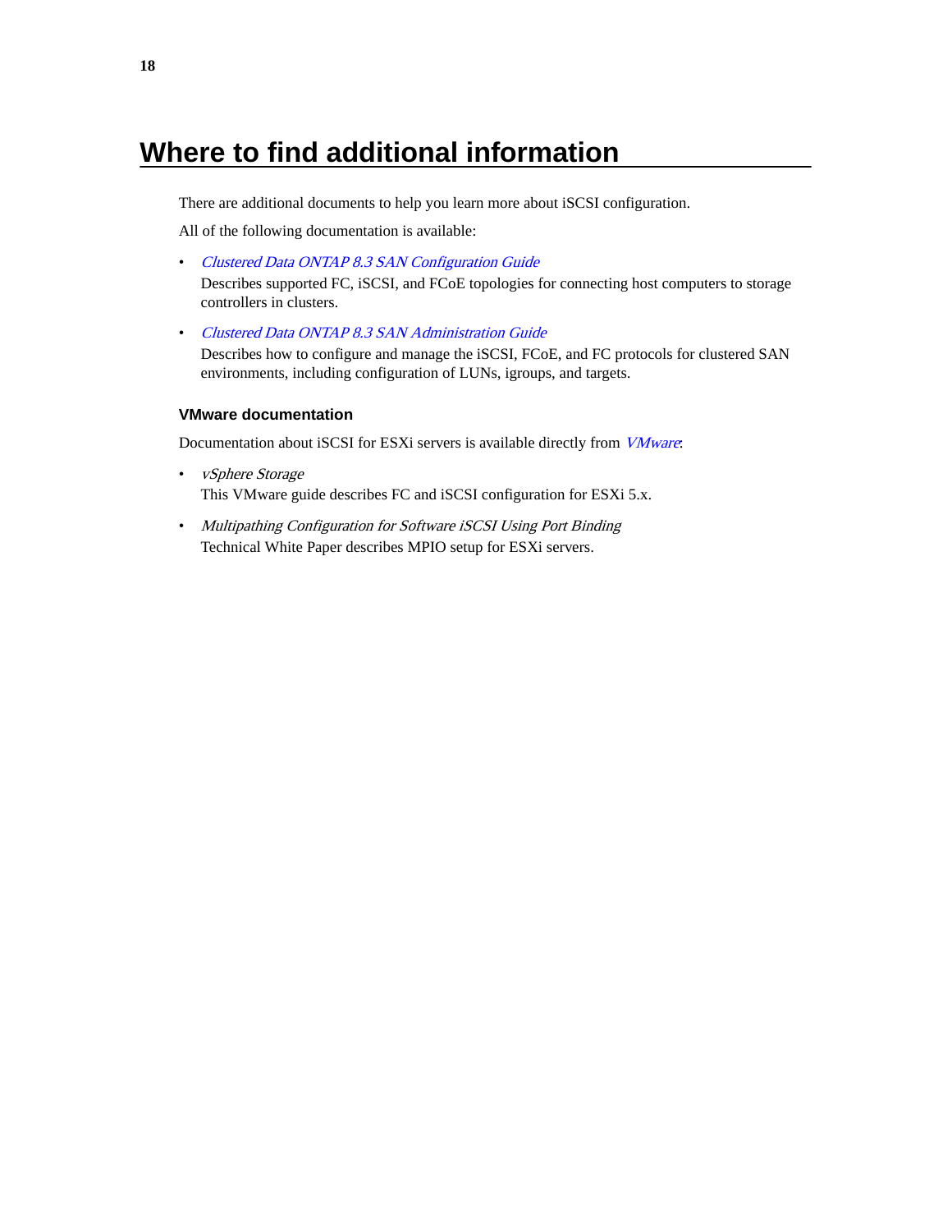# Where to find additional information

There are additional documents to help you learn more about iSCSI configuration.

All of the following documentation is available:

- *Clustered Data ONTAP 8.3 SAN Configuration Guide*
  Describes supported FC, iSCSI, and FCoE topologies for connecting host computers to storage controllers in clusters.
- *Clustered Data ONTAP 8.3 SAN Administration Guide*
  Describes how to configure and manage the iSCSI, FCoE, and FC protocols for clustered SAN environments, including configuration of LUNs, igroups, and targets.

### VMware documentation

Documentation about iSCSI for ESXi servers is available directly from *VMware*:

- *vSphere Storage*
  This VMware guide describes FC and iSCSI configuration for ESXi 5.x.
- *Multipathing Configuration for Software iSCSI Using Port Binding*
  Technical White Paper describes MPIO setup for ESXi servers.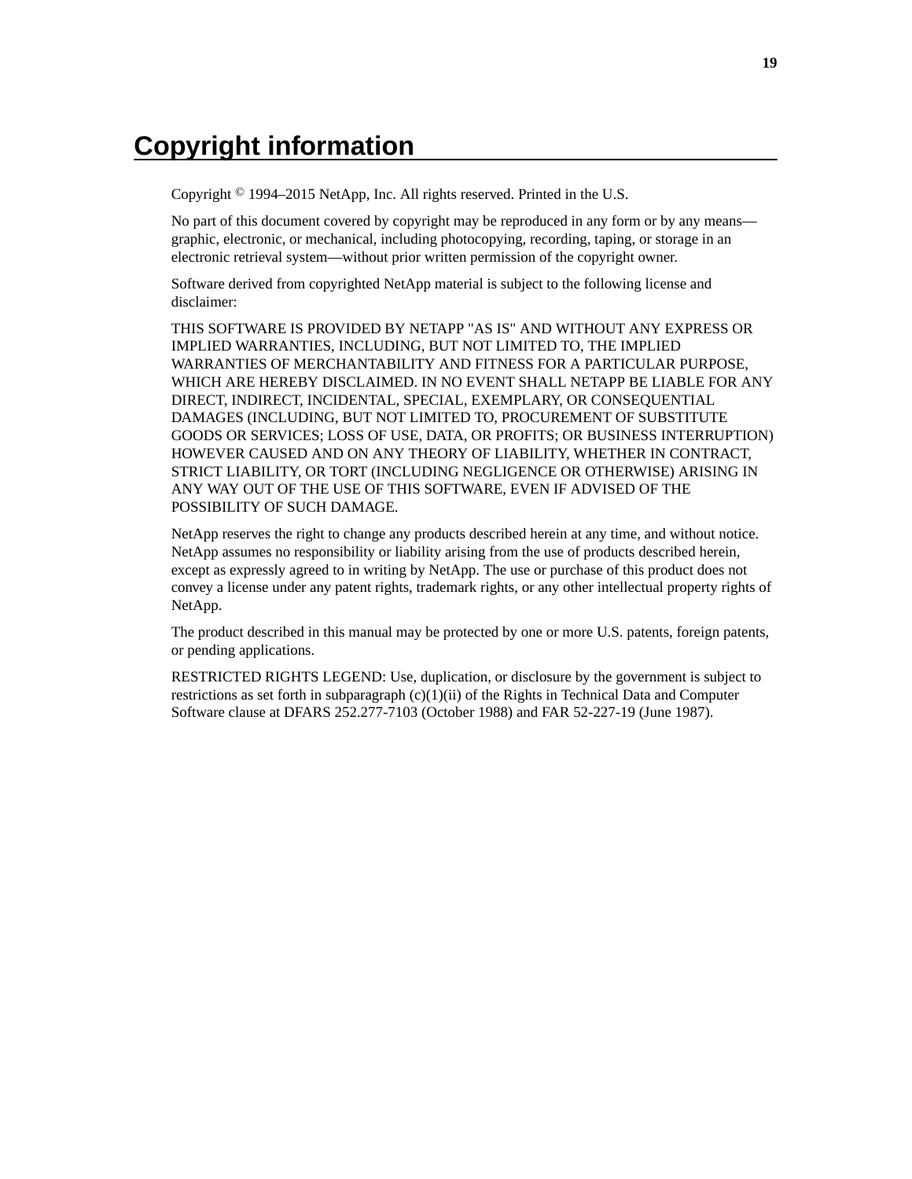# Copyright information

Copyright © 1994–2015 NetApp, Inc. All rights reserved. Printed in the U.S.

No part of this document covered by copyright may be reproduced in any form or by any means—graphic, electronic, or mechanical, including photocopying, recording, taping, or storage in an electronic retrieval system—without prior written permission of the copyright owner.

Software derived from copyrighted NetApp material is subject to the following license and disclaimer:

THIS SOFTWARE IS PROVIDED BY NETAPP "AS IS" AND WITHOUT ANY EXPRESS OR IMPLIED WARRANTIES, INCLUDING, BUT NOT LIMITED TO, THE IMPLIED WARRANTIES OF MERCHANTABILITY AND FITNESS FOR A PARTICULAR PURPOSE, WHICH ARE HEREBY DISCLAIMED. IN NO EVENT SHALL NETAPP BE LIABLE FOR ANY DIRECT, INDIRECT, INCIDENTAL, SPECIAL, EXEMPLARY, OR CONSEQUENTIAL DAMAGES (INCLUDING, BUT NOT LIMITED TO, PROCUREMENT OF SUBSTITUTE GOODS OR SERVICES; LOSS OF USE, DATA, OR PROFITS; OR BUSINESS INTERRUPTION) HOWEVER CAUSED AND ON ANY THEORY OF LIABILITY, WHETHER IN CONTRACT, STRICT LIABILITY, OR TORT (INCLUDING NEGLIGENCE OR OTHERWISE) ARISING IN ANY WAY OUT OF THE USE OF THIS SOFTWARE, EVEN IF ADVISED OF THE POSSIBILITY OF SUCH DAMAGE.

NetApp reserves the right to change any products described herein at any time, and without notice. NetApp assumes no responsibility or liability arising from the use of products described herein, except as expressly agreed to in writing by NetApp. The use or purchase of this product does not convey a license under any patent rights, trademark rights, or any other intellectual property rights of NetApp.

The product described in this manual may be protected by one or more U.S. patents, foreign patents, or pending applications.

RESTRICTED RIGHTS LEGEND: Use, duplication, or disclosure by the government is subject to restrictions as set forth in subparagraph (c)(1)(ii) of the Rights in Technical Data and Computer Software clause at DFARS 252.277-7103 (October 1988) and FAR 52-227-19 (June 1987).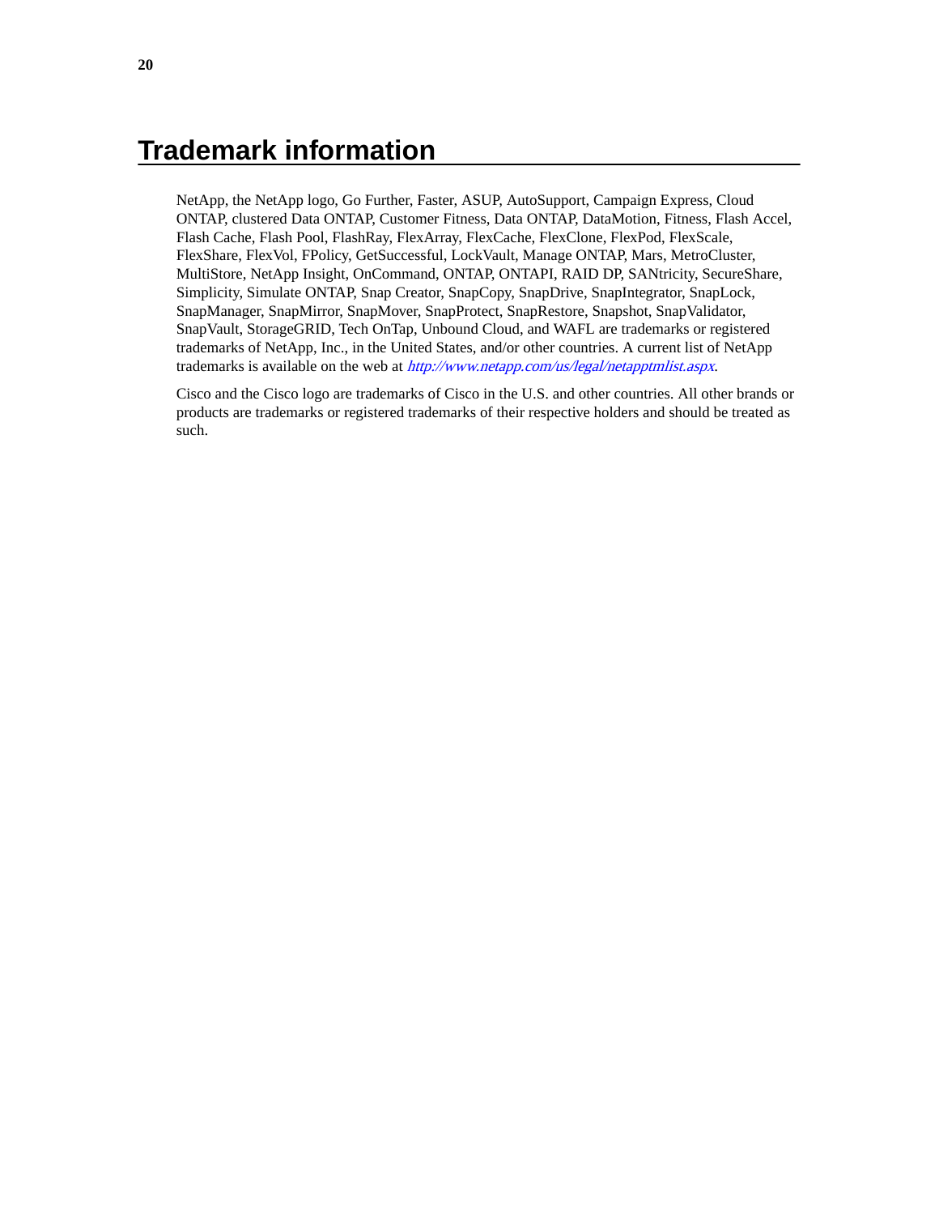# Trademark information

NetApp, the NetApp logo, Go Further, Faster, ASUP, AutoSupport, Campaign Express, Cloud ONTAP, clustered Data ONTAP, Customer Fitness, Data ONTAP, DataMotion, Fitness, Flash Accel, Flash Cache, Flash Pool, FlashRay, FlexArray, FlexCache, FlexClone, FlexPod, FlexScale, FlexShare, FlexVol, FPolicy, GetSuccessful, LockVault, Manage ONTAP, Mars, MetroCluster, MultiStore, NetApp Insight, OnCommand, ONTAP, ONTAPI, RAID DP, SANtricity, SecureShare, Simplicity, Simulate ONTAP, Snap Creator, SnapCopy, SnapDrive, SnapIntegrator, SnapLock, SnapManager, SnapMirror, SnapMover, SnapProtect, SnapRestore, Snapshot, SnapValidator, SnapVault, StorageGRID, Tech OnTap, Unbound Cloud, and WAFL are trademarks or registered trademarks of NetApp, Inc., in the United States, and/or other countries. A current list of NetApp trademarks is available on the web at *http://www.netapp.com/us/legal/netapptmlist.aspx*.

Cisco and the Cisco logo are trademarks of Cisco in the U.S. and other countries. All other brands or products are trademarks or registered trademarks of their respective holders and should be treated as such.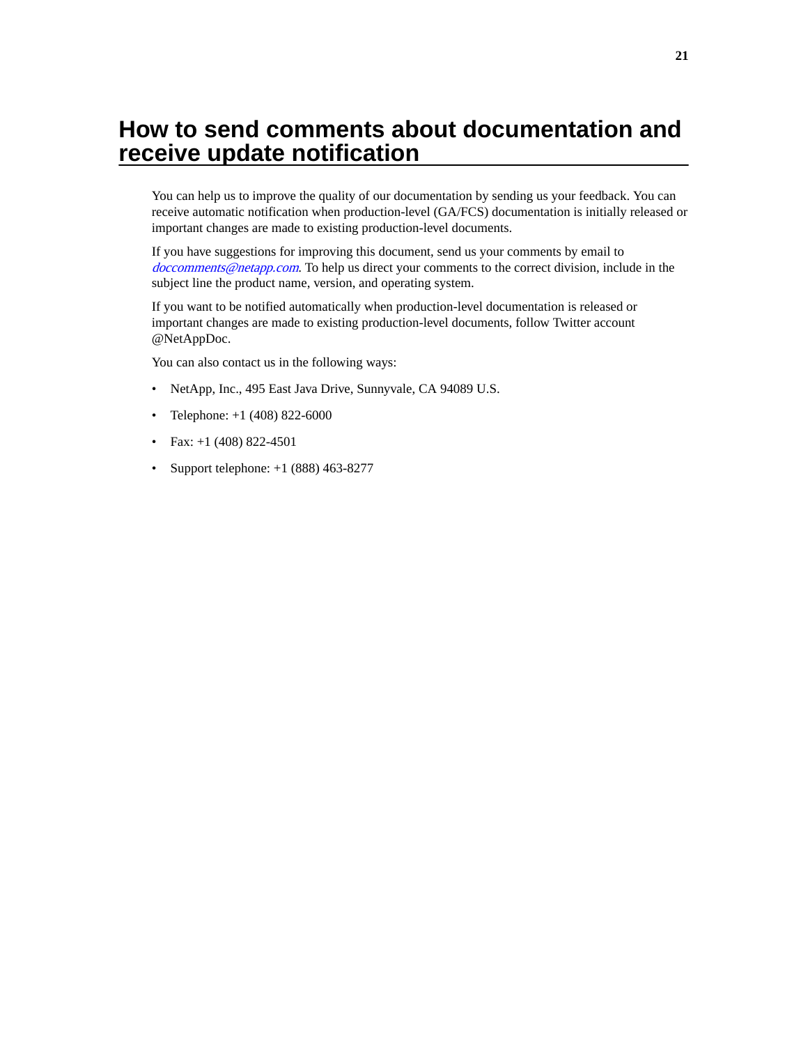# How to send comments about documentation and receive update notification

You can help us to improve the quality of our documentation by sending us your feedback. You can receive automatic notification when production-level (GA/FCS) documentation is initially released or important changes are made to existing production-level documents.

If you have suggestions for improving this document, send us your comments by email to *doccomments@netapp.com*. To help us direct your comments to the correct division, include in the subject line the product name, version, and operating system.

If you want to be notified automatically when production-level documentation is released or important changes are made to existing production-level documents, follow Twitter account @NetAppDoc.

You can also contact us in the following ways:

- NetApp, Inc., 495 East Java Drive, Sunnyvale, CA 94089 U.S.
- Telephone: +1 (408) 822-6000
- Fax: +1 (408) 822-4501
- Support telephone: +1 (888) 463-8277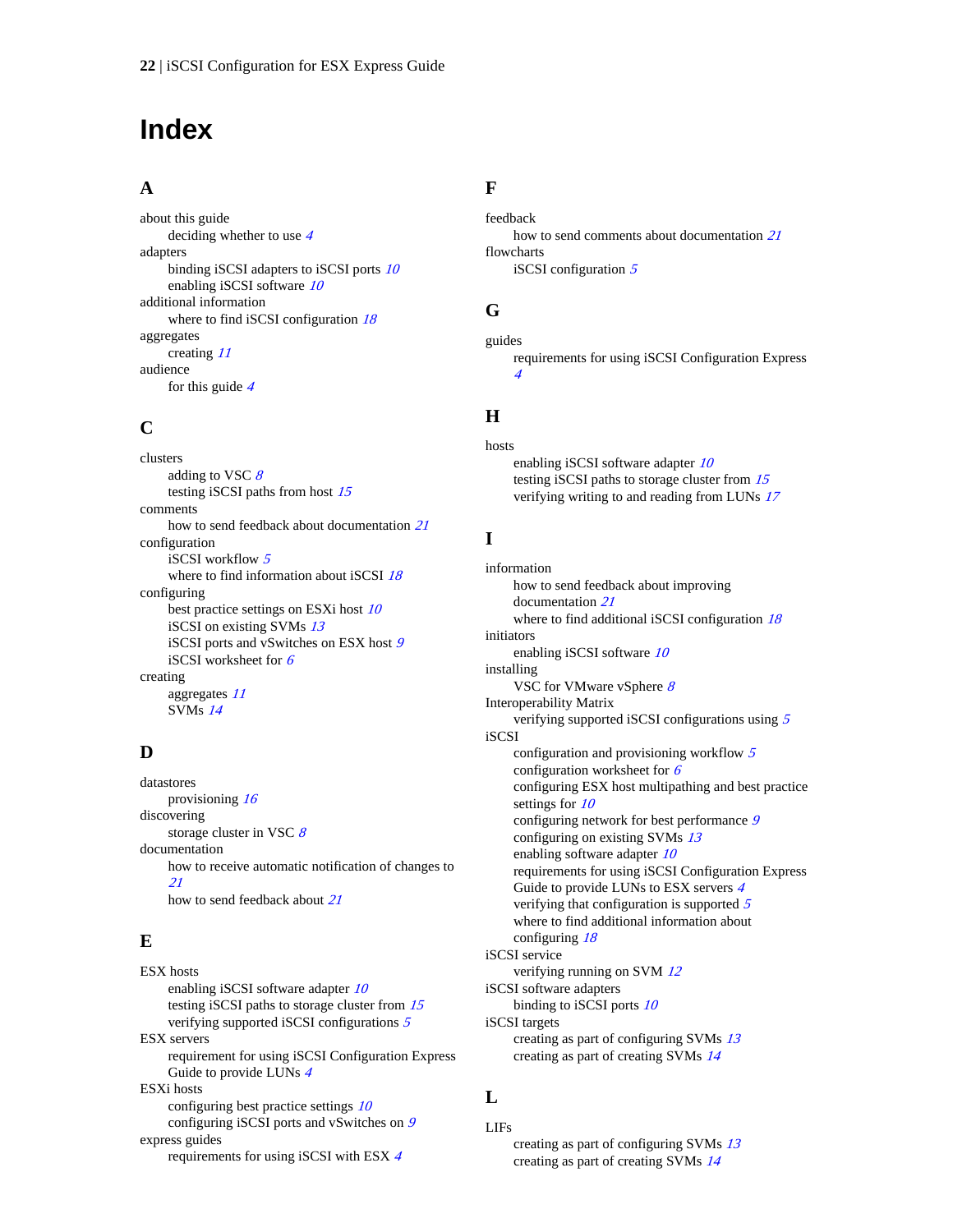# Index

## A

about this guide
- deciding whether to use *4*

adapters
- binding iSCSI adapters to iSCSI ports *10*
- enabling iSCSI software *10*

additional information
- where to find iSCSI configuration *18*

aggregates
- creating *11*

audience
- for this guide *4*

## C

clusters
- adding to VSC *8*
- testing iSCSI paths from host *15*

comments
- how to send feedback about documentation *21*

configuration
- iSCSI workflow *5*
- where to find information about iSCSI *18*

configuring
- best practice settings on ESXi host *10*
- iSCSI on existing SVMs *13*
- iSCSI ports and vSwitches on ESX host *9*
- iSCSI worksheet for *6*

creating
- aggregates *11*
- SVMs *14*

## D

datastores
- provisioning *16*

discovering
- storage cluster in VSC *8*

documentation
- how to receive automatic notification of changes to *21*
- how to send feedback about *21*

## E

ESX hosts
- enabling iSCSI software adapter *10*
- testing iSCSI paths to storage cluster from *15*
- verifying supported iSCSI configurations *5*

ESX servers
- requirement for using iSCSI Configuration Express Guide to provide LUNs *4*

ESXi hosts
- configuring best practice settings *10*
- configuring iSCSI ports and vSwitches on *9*

express guides
- requirements for using iSCSI with ESX *4*

## F

feedback
- how to send comments about documentation *21*

flowcharts
- iSCSI configuration *5*

## G

guides
- requirements for using iSCSI Configuration Express *4*

## H

hosts
- enabling iSCSI software adapter *10*
- testing iSCSI paths to storage cluster from *15*
- verifying writing to and reading from LUNs *17*

## I

information
- how to send feedback about improving documentation *21*
- where to find additional iSCSI configuration *18*

initiators
- enabling iSCSI software *10*

installing
- VSC for VMware vSphere *8*

Interoperability Matrix
- verifying supported iSCSI configurations using *5*

iSCSI
- configuration and provisioning workflow *5*
- configuration worksheet for *6*
- configuring ESX host multipathing and best practice settings for *10*
- configuring network for best performance *9*
- configuring on existing SVMs *13*
- enabling software adapter *10*
- requirements for using iSCSI Configuration Express Guide to provide LUNs to ESX servers *4*
- verifying that configuration is supported *5*
- where to find additional information about configuring *18*

iSCSI service
- verifying running on SVM *12*

iSCSI software adapters
- binding to iSCSI ports *10*

iSCSI targets
- creating as part of configuring SVMs *13*
- creating as part of creating SVMs *14*

## L

LIFs
- creating as part of configuring SVMs *13*
- creating as part of creating SVMs *14*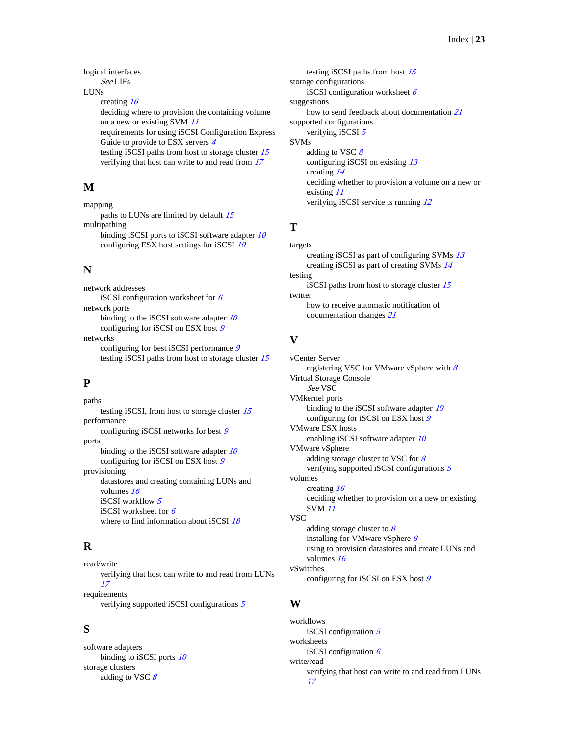logical interfaces
  *See* LIFs

LUNs
  creating 16
  deciding where to provision the containing volume on a new or existing SVM 11
  requirements for using iSCSI Configuration Express Guide to provide to ESX servers 4
  testing iSCSI paths from host to storage cluster 15
  verifying that host can write to and read from 17

## M

mapping
  paths to LUNs are limited by default 15

multipathing
  binding iSCSI ports to iSCSI software adapter 10
  configuring ESX host settings for iSCSI 10

## N

network addresses
  iSCSI configuration worksheet for 6

network ports
  binding to the iSCSI software adapter 10
  configuring for iSCSI on ESX host 9

networks
  configuring for best iSCSI performance 9
  testing iSCSI paths from host to storage cluster 15

## P

paths
  testing iSCSI, from host to storage cluster 15

performance
  configuring iSCSI networks for best 9

ports
  binding to the iSCSI software adapter 10
  configuring for iSCSI on ESX host 9

provisioning
  datastores and creating containing LUNs and volumes 16
  iSCSI workflow 5
  iSCSI worksheet for 6
  where to find information about iSCSI 18

## R

read/write
  verifying that host can write to and read from LUNs 17

requirements
  verifying supported iSCSI configurations 5

## S

software adapters
  binding to iSCSI ports 10

storage clusters
  adding to VSC 8
  testing iSCSI paths from host 15

storage configurations
  iSCSI configuration worksheet 6

suggestions
  how to send feedback about documentation 21

supported configurations
  verifying iSCSI 5

SVMs
  adding to VSC 8
  configuring iSCSI on existing 13
  creating 14
  deciding whether to provision a volume on a new or existing 11
  verifying iSCSI service is running 12

## T

targets
  creating iSCSI as part of configuring SVMs 13
  creating iSCSI as part of creating SVMs 14

testing
  iSCSI paths from host to storage cluster 15

twitter
  how to receive automatic notification of documentation changes 21

## V

vCenter Server
  registering VSC for VMware vSphere with 8

Virtual Storage Console
  *See* VSC

VMkernel ports
  binding to the iSCSI software adapter 10
  configuring for iSCSI on ESX host 9

VMware ESX hosts
  enabling iSCSI software adapter 10

VMware vSphere
  adding storage cluster to VSC for 8
  verifying supported iSCSI configurations 5

volumes
  creating 16
  deciding whether to provision on a new or existing SVM 11

VSC
  adding storage cluster to 8
  installing for VMware vSphere 8
  using to provision datastores and create LUNs and volumes 16

vSwitches
  configuring for iSCSI on ESX host 9

## W

workflows
  iSCSI configuration 5

worksheets
  iSCSI configuration 6

write/read
  verifying that host can write to and read from LUNs 17